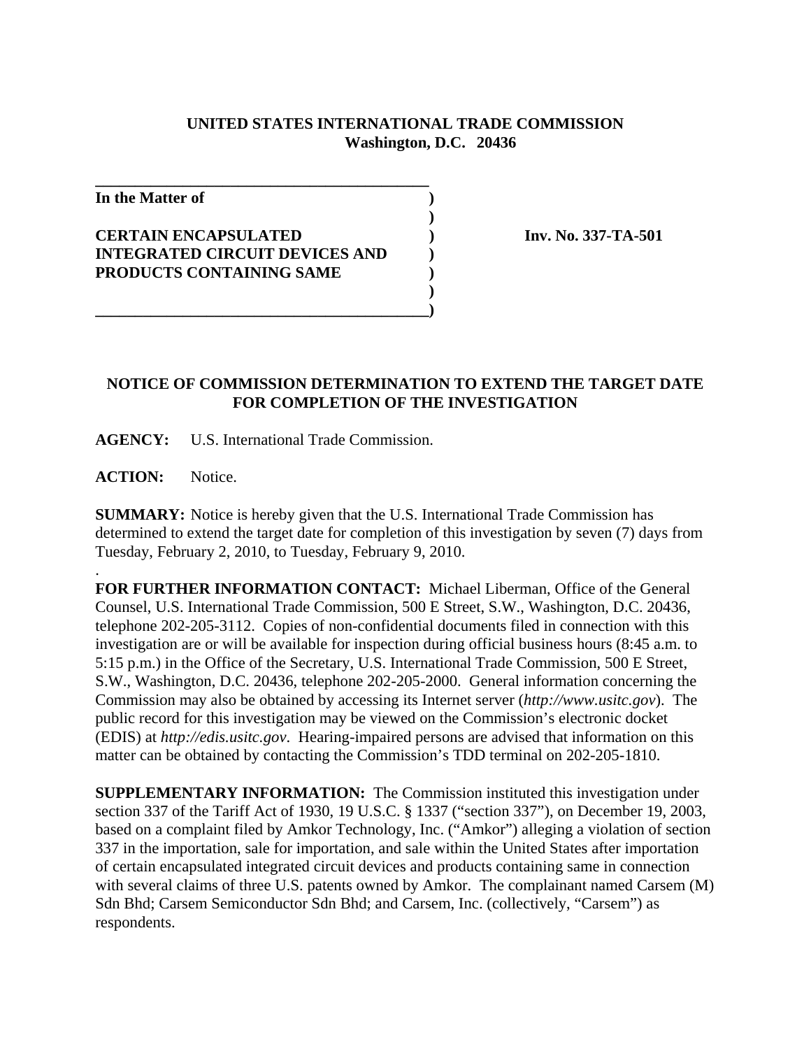**UNITED STATES INTERNATIONAL TRADE COMMISSION**
**Washington, D.C. 20436**

| | | |
|---|---|---|
| **In the Matter of** | ) | |
| | ) | |
| **CERTAIN ENCAPSULATED INTEGRATED CIRCUIT DEVICES AND PRODUCTS CONTAINING SAME** | ) | **Inv. No. 337-TA-501** |
| | ) | |
| | ) | |

## NOTICE OF COMMISSION DETERMINATION TO EXTEND THE TARGET DATE FOR COMPLETION OF THE INVESTIGATION

**AGENCY:** U.S. International Trade Commission.

**ACTION:** Notice.

**SUMMARY:** Notice is hereby given that the U.S. International Trade Commission has determined to extend the target date for completion of this investigation by seven (7) days from Tuesday, February 2, 2010, to Tuesday, February 9, 2010.

**FOR FURTHER INFORMATION CONTACT:** Michael Liberman, Office of the General Counsel, U.S. International Trade Commission, 500 E Street, S.W., Washington, D.C. 20436, telephone 202-205-3112. Copies of non-confidential documents filed in connection with this investigation are or will be available for inspection during official business hours (8:45 a.m. to 5:15 p.m.) in the Office of the Secretary, U.S. International Trade Commission, 500 E Street, S.W., Washington, D.C. 20436, telephone 202-205-2000. General information concerning the Commission may also be obtained by accessing its Internet server (*http://www.usitc.gov*). The public record for this investigation may be viewed on the Commission's electronic docket (EDIS) at *http://edis.usitc.gov*. Hearing-impaired persons are advised that information on this matter can be obtained by contacting the Commission's TDD terminal on 202-205-1810.

**SUPPLEMENTARY INFORMATION:** The Commission instituted this investigation under section 337 of the Tariff Act of 1930, 19 U.S.C. § 1337 ("section 337"), on December 19, 2003, based on a complaint filed by Amkor Technology, Inc. ("Amkor") alleging a violation of section 337 in the importation, sale for importation, and sale within the United States after importation of certain encapsulated integrated circuit devices and products containing same in connection with several claims of three U.S. patents owned by Amkor. The complainant named Carsem (M) Sdn Bhd; Carsem Semiconductor Sdn Bhd; and Carsem, Inc. (collectively, "Carsem") as respondents.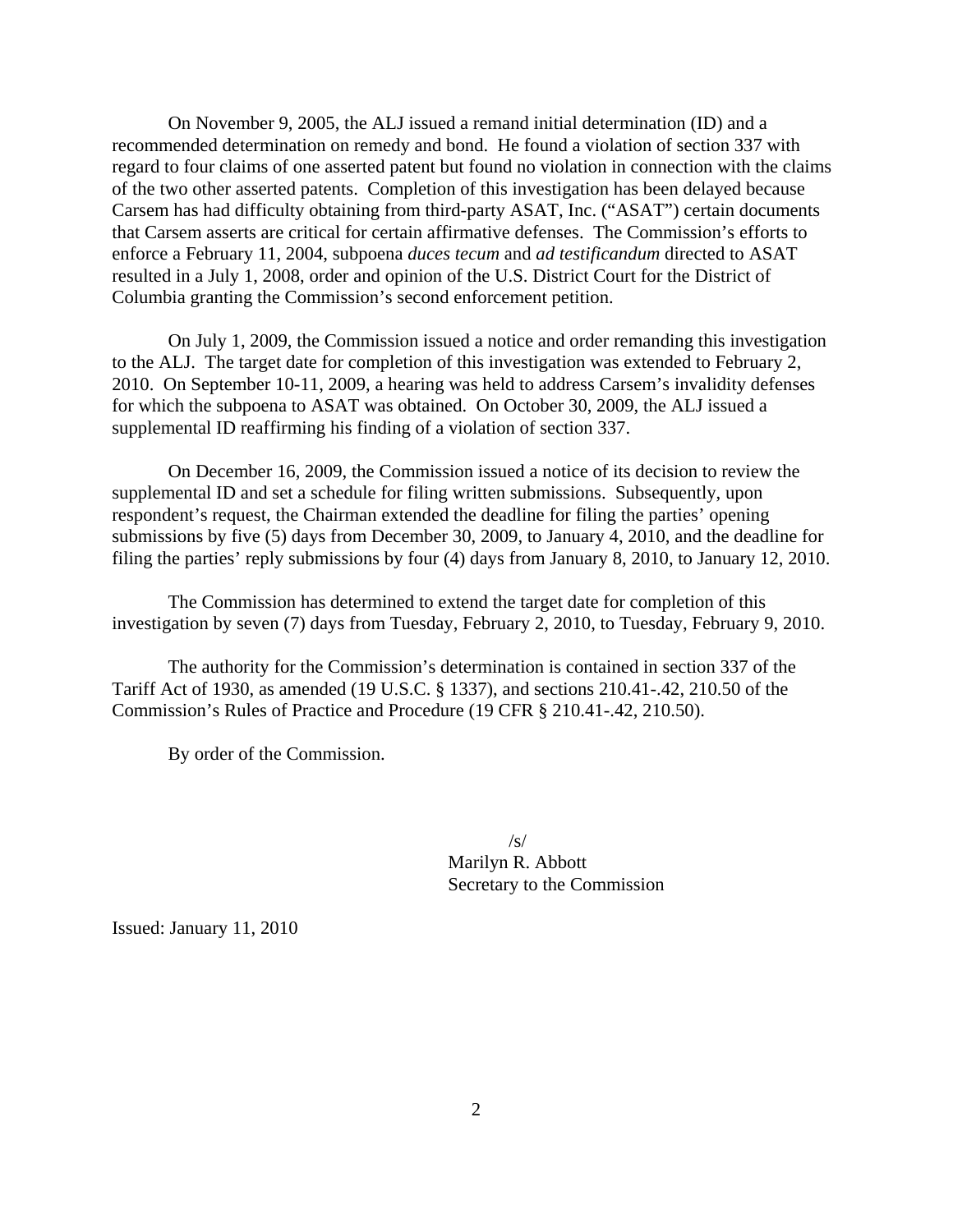On November 9, 2005, the ALJ issued a remand initial determination (ID) and a recommended determination on remedy and bond. He found a violation of section 337 with regard to four claims of one asserted patent but found no violation in connection with the claims of the two other asserted patents. Completion of this investigation has been delayed because Carsem has had difficulty obtaining from third-party ASAT, Inc. ("ASAT") certain documents that Carsem asserts are critical for certain affirmative defenses. The Commission's efforts to enforce a February 11, 2004, subpoena *duces tecum* and *ad testificandum* directed to ASAT resulted in a July 1, 2008, order and opinion of the U.S. District Court for the District of Columbia granting the Commission's second enforcement petition.

On July 1, 2009, the Commission issued a notice and order remanding this investigation to the ALJ. The target date for completion of this investigation was extended to February 2, 2010. On September 10-11, 2009, a hearing was held to address Carsem's invalidity defenses for which the subpoena to ASAT was obtained. On October 30, 2009, the ALJ issued a supplemental ID reaffirming his finding of a violation of section 337.

On December 16, 2009, the Commission issued a notice of its decision to review the supplemental ID and set a schedule for filing written submissions. Subsequently, upon respondent's request, the Chairman extended the deadline for filing the parties' opening submissions by five (5) days from December 30, 2009, to January 4, 2010, and the deadline for filing the parties' reply submissions by four (4) days from January 8, 2010, to January 12, 2010.

The Commission has determined to extend the target date for completion of this investigation by seven (7) days from Tuesday, February 2, 2010, to Tuesday, February 9, 2010.

The authority for the Commission's determination is contained in section 337 of the Tariff Act of 1930, as amended (19 U.S.C. § 1337), and sections 210.41-.42, 210.50 of the Commission's Rules of Practice and Procedure (19 CFR § 210.41-.42, 210.50).

By order of the Commission.

/s/
Marilyn R. Abbott
Secretary to the Commission

Issued: January 11, 2010